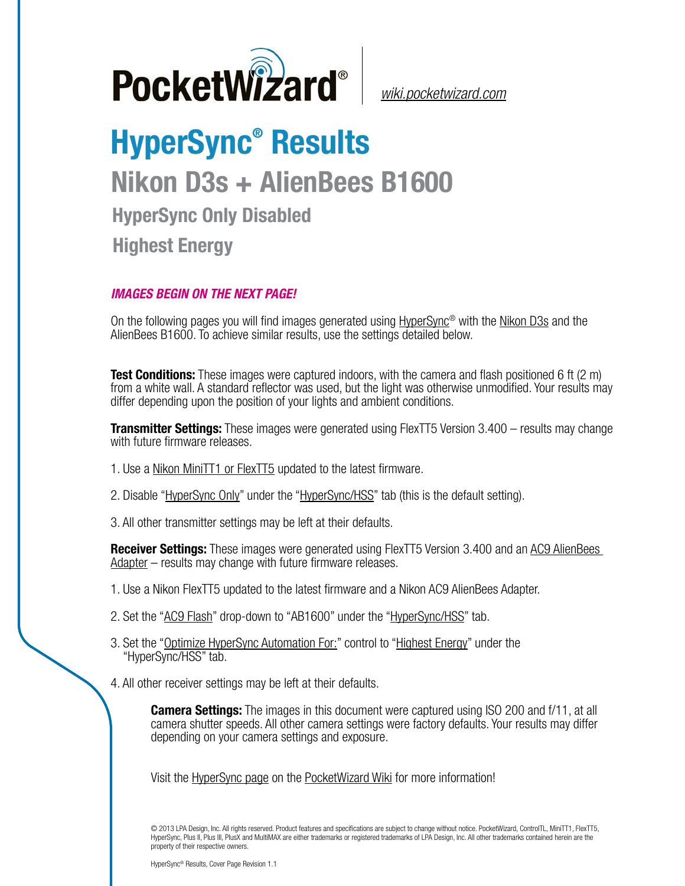PocketWizard®

wiki.pocketwizard.com

# HyperSync® Results

## Nikon D3s + AlienBees B1600

### HyperSync Only Disabled

### Highest Energy

***IMAGES BEGIN ON THE NEXT PAGE!***

On the following pages you will find images generated using HyperSync® with the Nikon D3s and the AlienBees B1600. To achieve similar results, use the settings detailed below.

**Test Conditions:** These images were captured indoors, with the camera and flash positioned 6 ft (2 m) from a white wall. A standard reflector was used, but the light was otherwise unmodified. Your results may differ depending upon the position of your lights and ambient conditions.

**Transmitter Settings:** These images were generated using FlexTT5 Version 3.400 – results may change with future firmware releases.

1. Use a Nikon MiniTT1 or FlexTT5 updated to the latest firmware.
2. Disable "HyperSync Only" under the "HyperSync/HSS" tab (this is the default setting).
3. All other transmitter settings may be left at their defaults.

**Receiver Settings:** These images were generated using FlexTT5 Version 3.400 and an AC9 AlienBees Adapter – results may change with future firmware releases.

1. Use a Nikon FlexTT5 updated to the latest firmware and a Nikon AC9 AlienBees Adapter.
2. Set the "AC9 Flash" drop-down to "AB1600" under the "HyperSync/HSS" tab.
3. Set the "Optimize HyperSync Automation For:" control to "Highest Energy" under the "HyperSync/HSS" tab.
4. All other receiver settings may be left at their defaults.

**Camera Settings:** The images in this document were captured using ISO 200 and f/11, at all camera shutter speeds. All other camera settings were factory defaults. Your results may differ depending on your camera settings and exposure.

Visit the HyperSync page on the PocketWizard Wiki for more information!

© 2013 LPA Design, Inc. All rights reserved. Product features and specifications are subject to change without notice. PocketWizard, ControlTL, MiniTT1, FlexTT5, HyperSync, Plus II, Plus III, PlusX and MultiMAX are either trademarks or registered trademarks of LPA Design, Inc. All other trademarks contained herein are the property of their respective owners.

HyperSync® Results, Cover Page Revision 1.1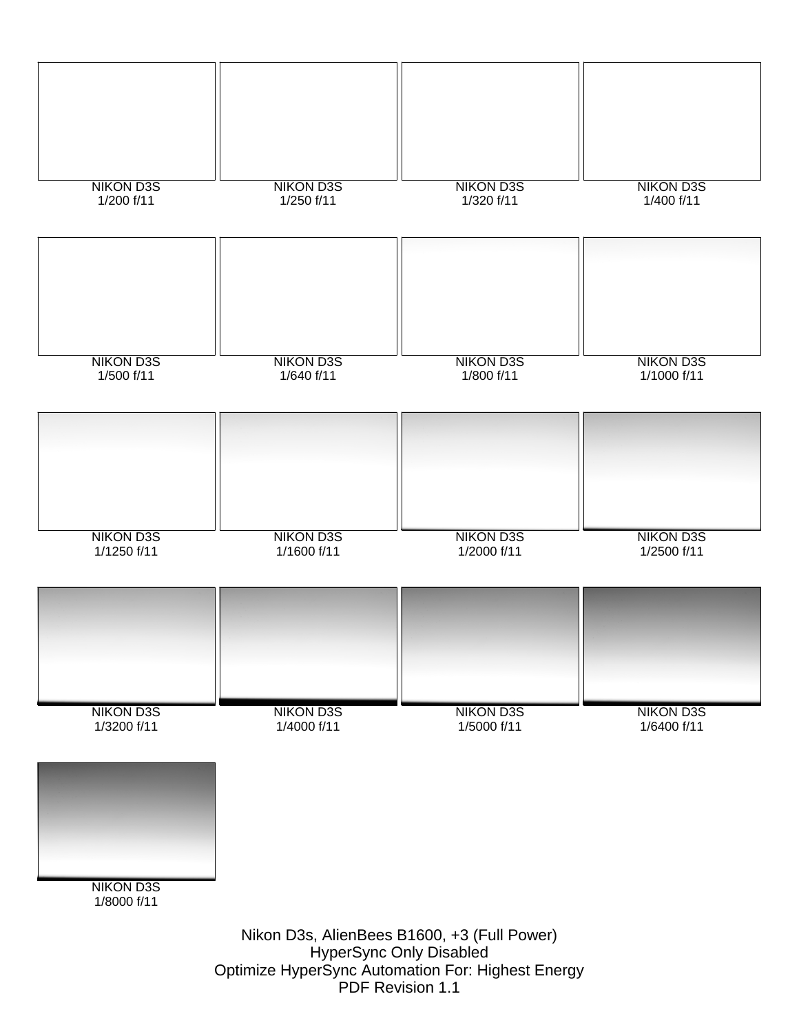NIKON D3S
1/200 f/11

NIKON D3S
1/250 f/11

NIKON D3S
1/320 f/11

NIKON D3S
1/400 f/11

NIKON D3S
1/500 f/11

NIKON D3S
1/640 f/11

NIKON D3S
1/800 f/11

NIKON D3S
1/1000 f/11

NIKON D3S
1/1250 f/11

NIKON D3S
1/1600 f/11

NIKON D3S
1/2000 f/11

NIKON D3S
1/2500 f/11

NIKON D3S
1/3200 f/11

NIKON D3S
1/4000 f/11

NIKON D3S
1/5000 f/11

NIKON D3S
1/6400 f/11

NIKON D3S
1/8000 f/11

Nikon D3s, AlienBees B1600, +3 (Full Power)
HyperSync Only Disabled
Optimize HyperSync Automation For: Highest Energy
PDF Revision 1.1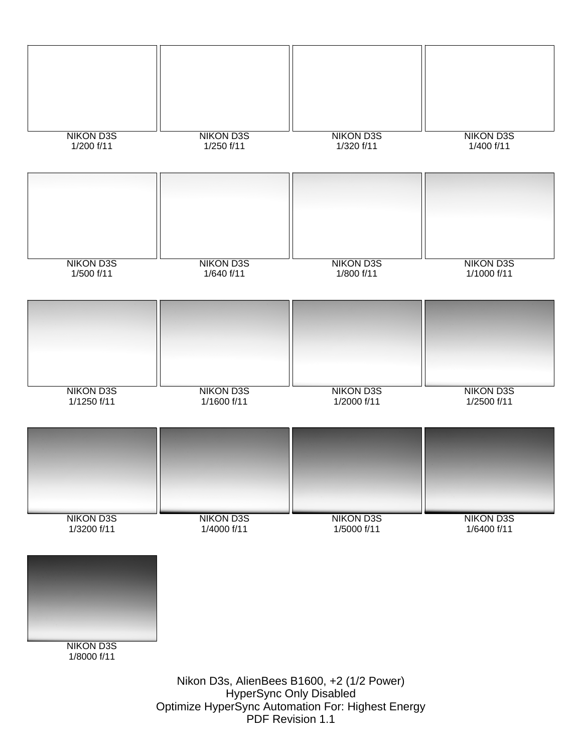NIKON D3S
1/200 f/11

NIKON D3S
1/250 f/11

NIKON D3S
1/320 f/11

NIKON D3S
1/400 f/11

NIKON D3S
1/500 f/11

NIKON D3S
1/640 f/11

NIKON D3S
1/800 f/11

NIKON D3S
1/1000 f/11

NIKON D3S
1/1250 f/11

NIKON D3S
1/1600 f/11

NIKON D3S
1/2000 f/11

NIKON D3S
1/2500 f/11

NIKON D3S
1/3200 f/11

NIKON D3S
1/4000 f/11

NIKON D3S
1/5000 f/11

NIKON D3S
1/6400 f/11

NIKON D3S
1/8000 f/11

Nikon D3s, AlienBees B1600, +2 (1/2 Power)
HyperSync Only Disabled
Optimize HyperSync Automation For: Highest Energy
PDF Revision 1.1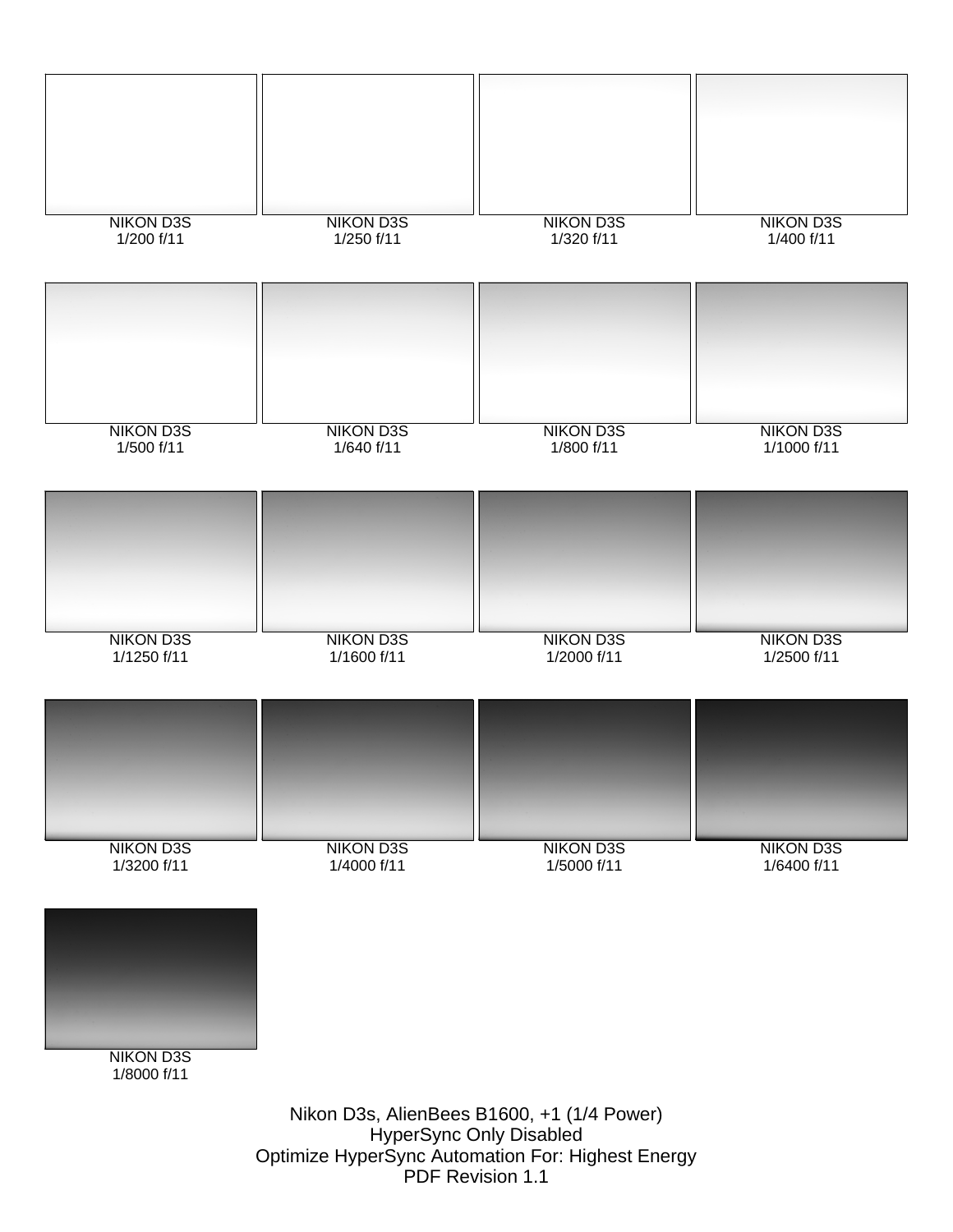NIKON D3S
1/200 f/11

NIKON D3S
1/250 f/11

NIKON D3S
1/320 f/11

NIKON D3S
1/400 f/11

NIKON D3S
1/500 f/11

NIKON D3S
1/640 f/11

NIKON D3S
1/800 f/11

NIKON D3S
1/1000 f/11

NIKON D3S
1/1250 f/11

NIKON D3S
1/1600 f/11

NIKON D3S
1/2000 f/11

NIKON D3S
1/2500 f/11

NIKON D3S
1/3200 f/11

NIKON D3S
1/4000 f/11

NIKON D3S
1/5000 f/11

NIKON D3S
1/6400 f/11

NIKON D3S
1/8000 f/11

Nikon D3s, AlienBees B1600, +1 (1/4 Power)
HyperSync Only Disabled
Optimize HyperSync Automation For: Highest Energy
PDF Revision 1.1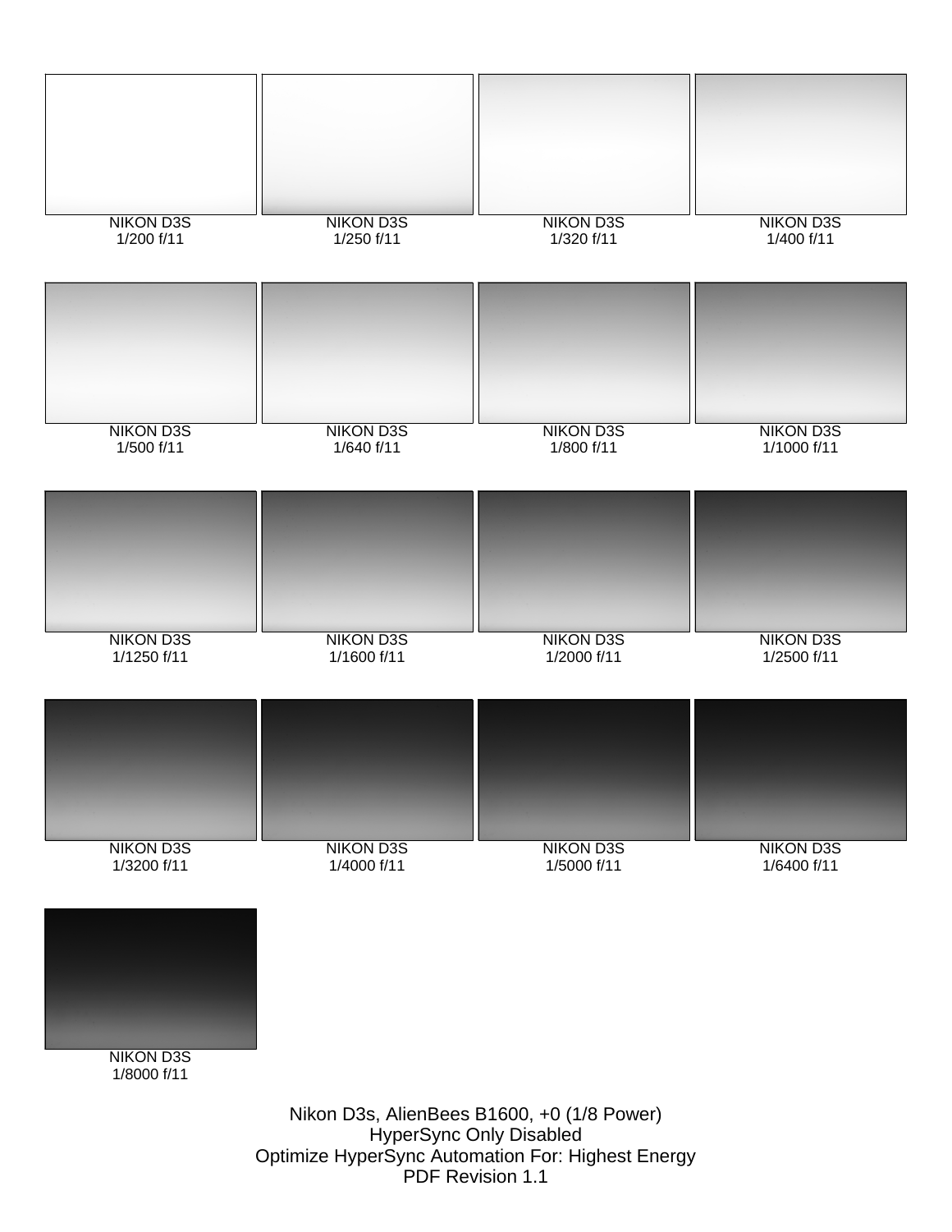NIKON D3S
1/200 f/11

NIKON D3S
1/250 f/11

NIKON D3S
1/320 f/11

NIKON D3S
1/400 f/11

NIKON D3S
1/500 f/11

NIKON D3S
1/640 f/11

NIKON D3S
1/800 f/11

NIKON D3S
1/1000 f/11

NIKON D3S
1/1250 f/11

NIKON D3S
1/1600 f/11

NIKON D3S
1/2000 f/11

NIKON D3S
1/2500 f/11

NIKON D3S
1/3200 f/11

NIKON D3S
1/4000 f/11

NIKON D3S
1/5000 f/11

NIKON D3S
1/6400 f/11

NIKON D3S
1/8000 f/11

Nikon D3s, AlienBees B1600, +0 (1/8 Power)
HyperSync Only Disabled
Optimize HyperSync Automation For: Highest Energy
PDF Revision 1.1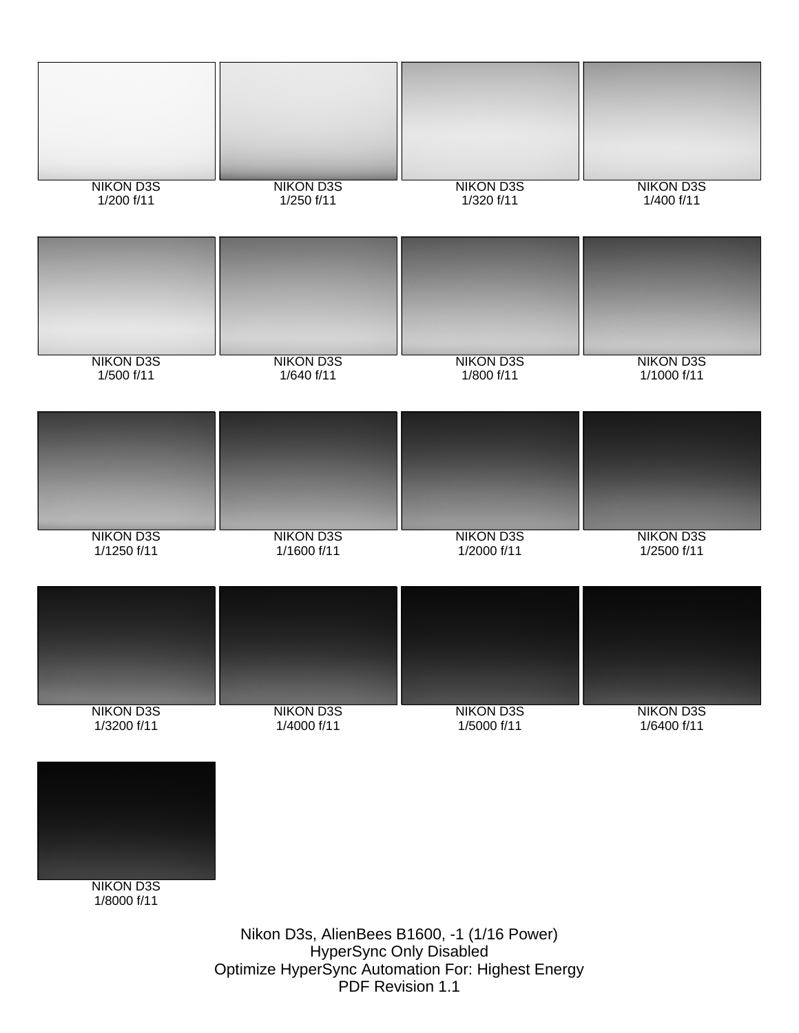NIKON D3S
1/200 f/11

NIKON D3S
1/250 f/11

NIKON D3S
1/320 f/11

NIKON D3S
1/400 f/11

NIKON D3S
1/500 f/11

NIKON D3S
1/640 f/11

NIKON D3S
1/800 f/11

NIKON D3S
1/1000 f/11

NIKON D3S
1/1250 f/11

NIKON D3S
1/1600 f/11

NIKON D3S
1/2000 f/11

NIKON D3S
1/2500 f/11

NIKON D3S
1/3200 f/11

NIKON D3S
1/4000 f/11

NIKON D3S
1/5000 f/11

NIKON D3S
1/6400 f/11

NIKON D3S
1/8000 f/11

Nikon D3s, AlienBees B1600, -1 (1/16 Power)
HyperSync Only Disabled
Optimize HyperSync Automation For: Highest Energy
PDF Revision 1.1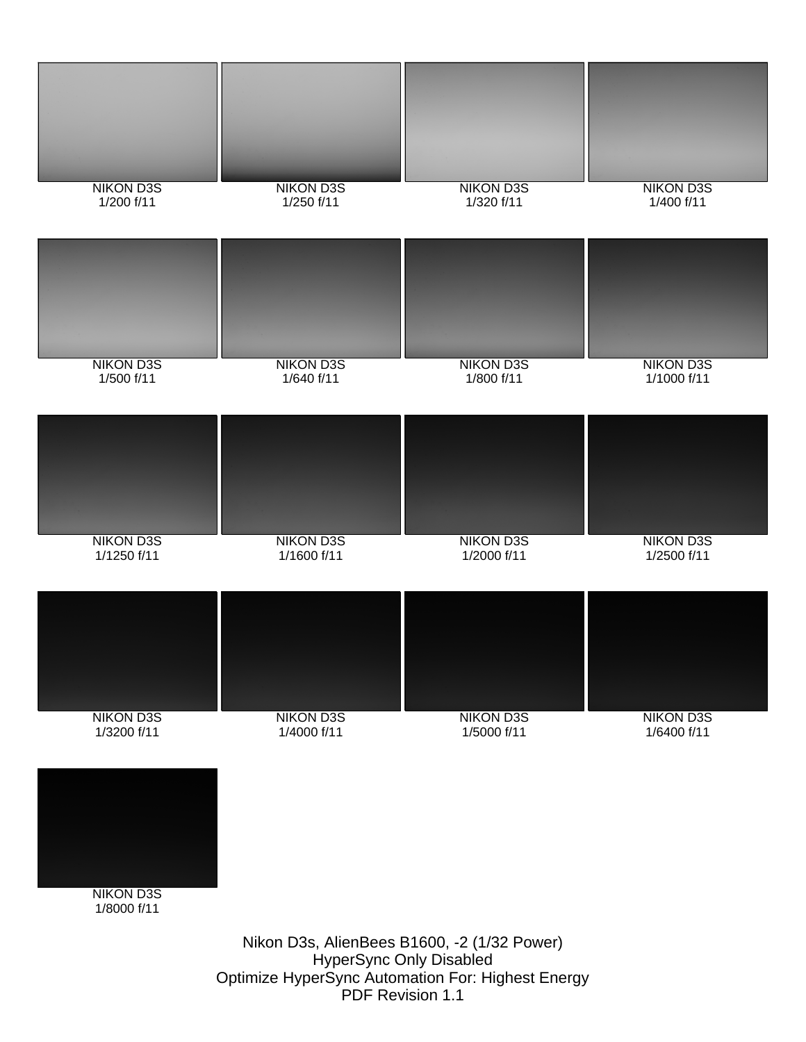NIKON D3S
1/200 f/11

NIKON D3S
1/250 f/11

NIKON D3S
1/320 f/11

NIKON D3S
1/400 f/11

NIKON D3S
1/500 f/11

NIKON D3S
1/640 f/11

NIKON D3S
1/800 f/11

NIKON D3S
1/1000 f/11

NIKON D3S
1/1250 f/11

NIKON D3S
1/1600 f/11

NIKON D3S
1/2000 f/11

NIKON D3S
1/2500 f/11

NIKON D3S
1/3200 f/11

NIKON D3S
1/4000 f/11

NIKON D3S
1/5000 f/11

NIKON D3S
1/6400 f/11

NIKON D3S
1/8000 f/11

Nikon D3s, AlienBees B1600, -2 (1/32 Power)
HyperSync Only Disabled
Optimize HyperSync Automation For: Highest Energy
PDF Revision 1.1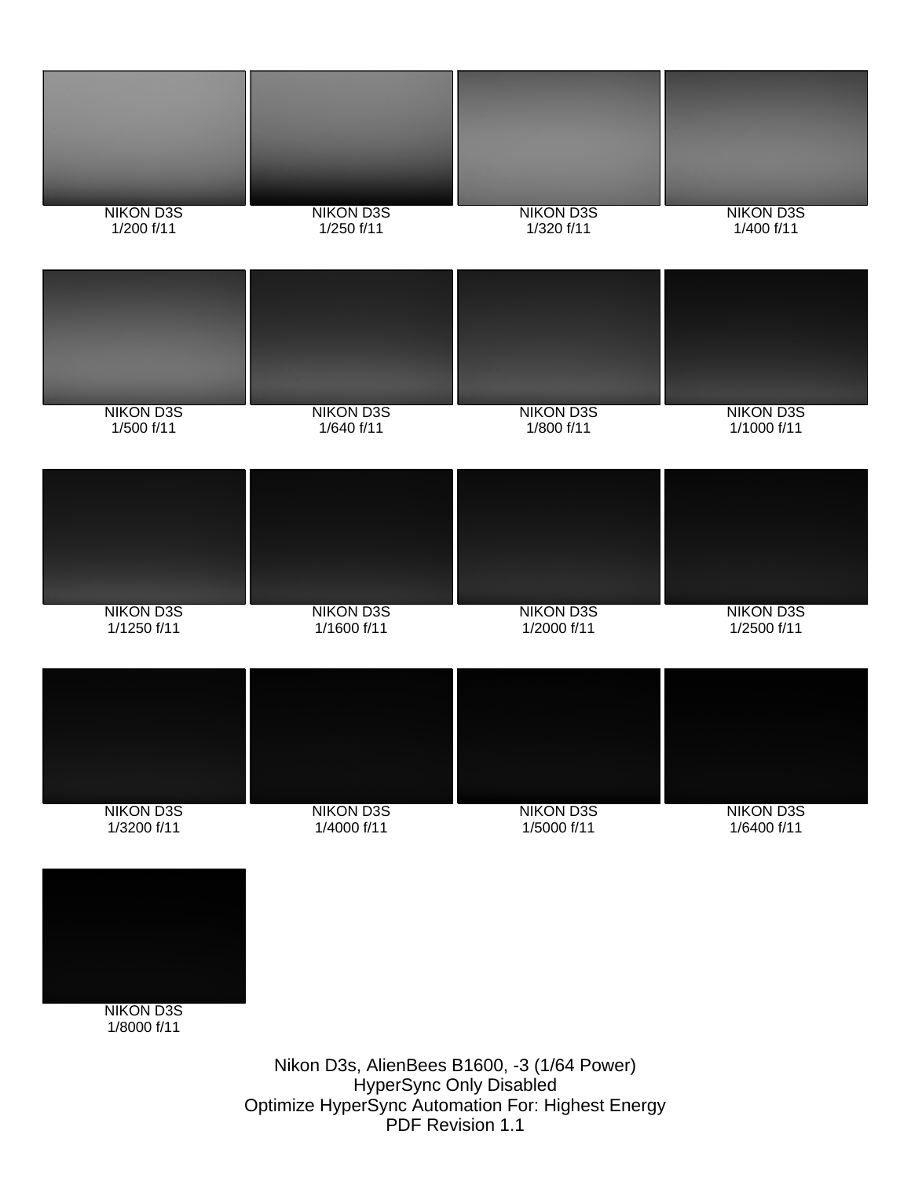NIKON D3S
1/200 f/11

NIKON D3S
1/250 f/11

NIKON D3S
1/320 f/11

NIKON D3S
1/400 f/11

NIKON D3S
1/500 f/11

NIKON D3S
1/640 f/11

NIKON D3S
1/800 f/11

NIKON D3S
1/1000 f/11

NIKON D3S
1/1250 f/11

NIKON D3S
1/1600 f/11

NIKON D3S
1/2000 f/11

NIKON D3S
1/2500 f/11

NIKON D3S
1/3200 f/11

NIKON D3S
1/4000 f/11

NIKON D3S
1/5000 f/11

NIKON D3S
1/6400 f/11

NIKON D3S
1/8000 f/11

Nikon D3s, AlienBees B1600, -3 (1/64 Power)
HyperSync Only Disabled
Optimize HyperSync Automation For: Highest Energy
PDF Revision 1.1